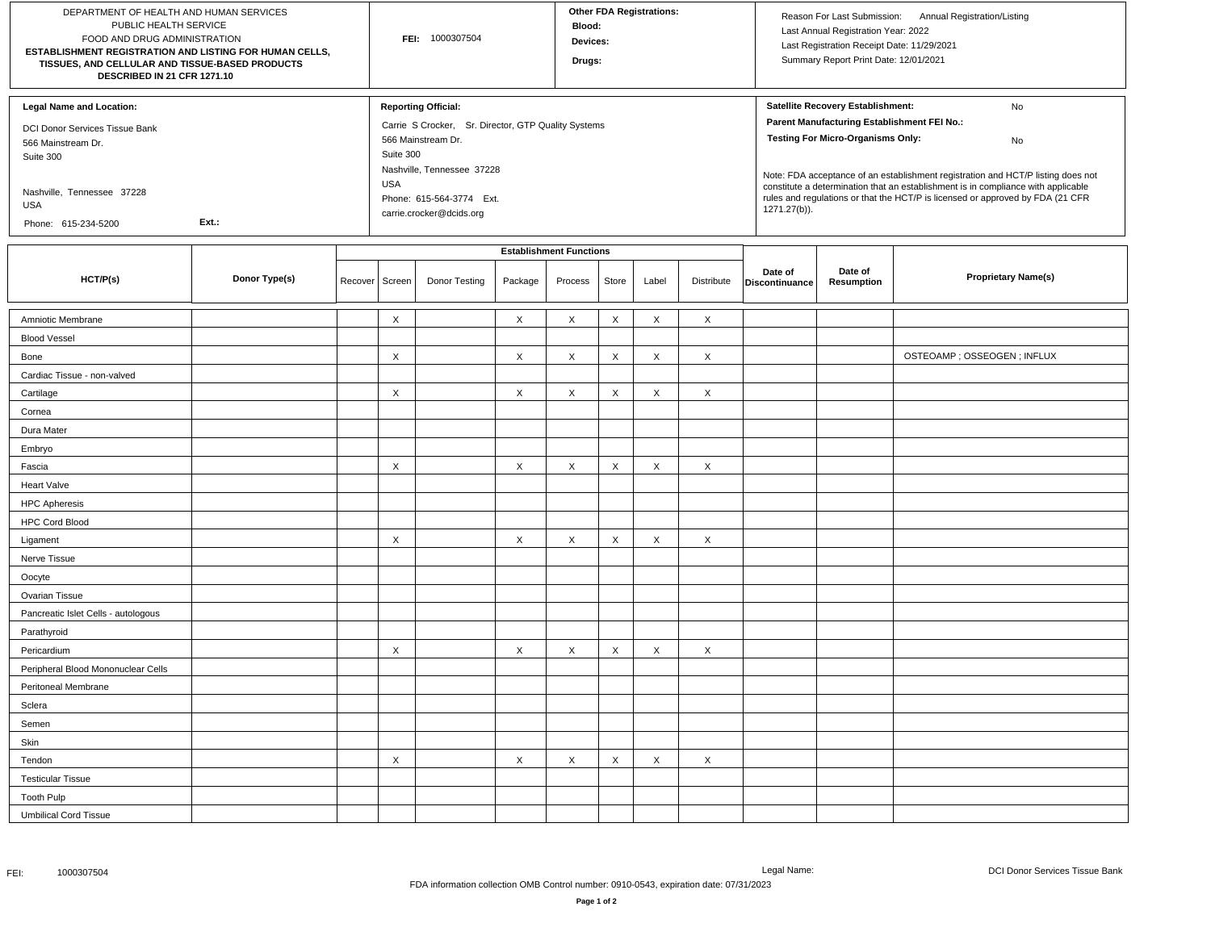DEPARTMENT OF HEALTH AND HUMAN SERVICES
PUBLIC HEALTH SERVICE
FOOD AND DRUG ADMINISTRATION
**ESTABLISHMENT REGISTRATION AND LISTING FOR HUMAN CELLS, TISSUES, AND CELLULAR AND TISSUE-BASED PRODUCTS DESCRIBED IN 21 CFR 1271.10**

**FEI:** 1000307504

**Other FDA Registrations:**
**Blood:**
**Devices:**
**Drugs:**

Reason For Last Submission: Annual Registration/Listing
Last Annual Registration Year: 2022
Last Registration Receipt Date: 11/29/2021
Summary Report Print Date: 12/01/2021

**Legal Name and Location:**

DCI Donor Services Tissue Bank
566 Mainstream Dr.
Suite 300

Nashville, Tennessee 37228
USA
Phone: 615-234-5200 Ext.:

**Reporting Official:**

Carrie S Crocker, Sr. Director, GTP Quality Systems
566 Mainstream Dr.
Suite 300
Nashville, Tennessee 37228
USA
Phone: 615-564-3774 Ext.
carrie.crocker@dcids.org

**Satellite Recovery Establishment:** No
**Parent Manufacturing Establishment FEI No.:**
**Testing For Micro-Organisms Only:** No

Note: FDA acceptance of an establishment registration and HCT/P listing does not constitute a determination that an establishment is in compliance with applicable rules and regulations or that the HCT/P is licensed or approved by FDA (21 CFR 1271.27(b)).

| HCT/P(s) | Donor Type(s) | Establishment Functions | | | | | | | | Date of Discontinuance | Date of Resumption | Proprietary Name(s) |
|---|---|---|---|---|---|---|---|---|---|---|---|---|
| | | Recover | Screen | Donor Testing | Package | Process | Store | Label | Distribute | | | |
| Amniotic Membrane | | | X | | X | X | X | X | X | | | |
| Blood Vessel | | | | | | | | | | | | |
| Bone | | | X | | X | X | X | X | X | | | OSTEOAMP ; OSSEOGEN ; INFLUX |
| Cardiac Tissue - non-valved | | | | | | | | | | | | |
| Cartilage | | | X | | X | X | X | X | X | | | |
| Cornea | | | | | | | | | | | | |
| Dura Mater | | | | | | | | | | | | |
| Embryo | | | | | | | | | | | | |
| Fascia | | | X | | X | X | X | X | X | | | |
| Heart Valve | | | | | | | | | | | | |
| HPC Apheresis | | | | | | | | | | | | |
| HPC Cord Blood | | | | | | | | | | | | |
| Ligament | | | X | | X | X | X | X | X | | | |
| Nerve Tissue | | | | | | | | | | | | |
| Oocyte | | | | | | | | | | | | |
| Ovarian Tissue | | | | | | | | | | | | |
| Pancreatic Islet Cells - autologous | | | | | | | | | | | | |
| Parathyroid | | | | | | | | | | | | |
| Pericardium | | | X | | X | X | X | X | X | | | |
| Peripheral Blood Mononuclear Cells | | | | | | | | | | | | |
| Peritoneal Membrane | | | | | | | | | | | | |
| Sclera | | | | | | | | | | | | |
| Semen | | | | | | | | | | | | |
| Skin | | | | | | | | | | | | |
| Tendon | | | X | | X | X | X | X | X | | | |
| Testicular Tissue | | | | | | | | | | | | |
| Tooth Pulp | | | | | | | | | | | | |
| Umbilical Cord Tissue | | | | | | | | | | | | |

FEI: 1000307504 Legal Name: DCI Donor Services Tissue Bank

FDA information collection OMB Control number: 0910-0543, expiration date: 07/31/2023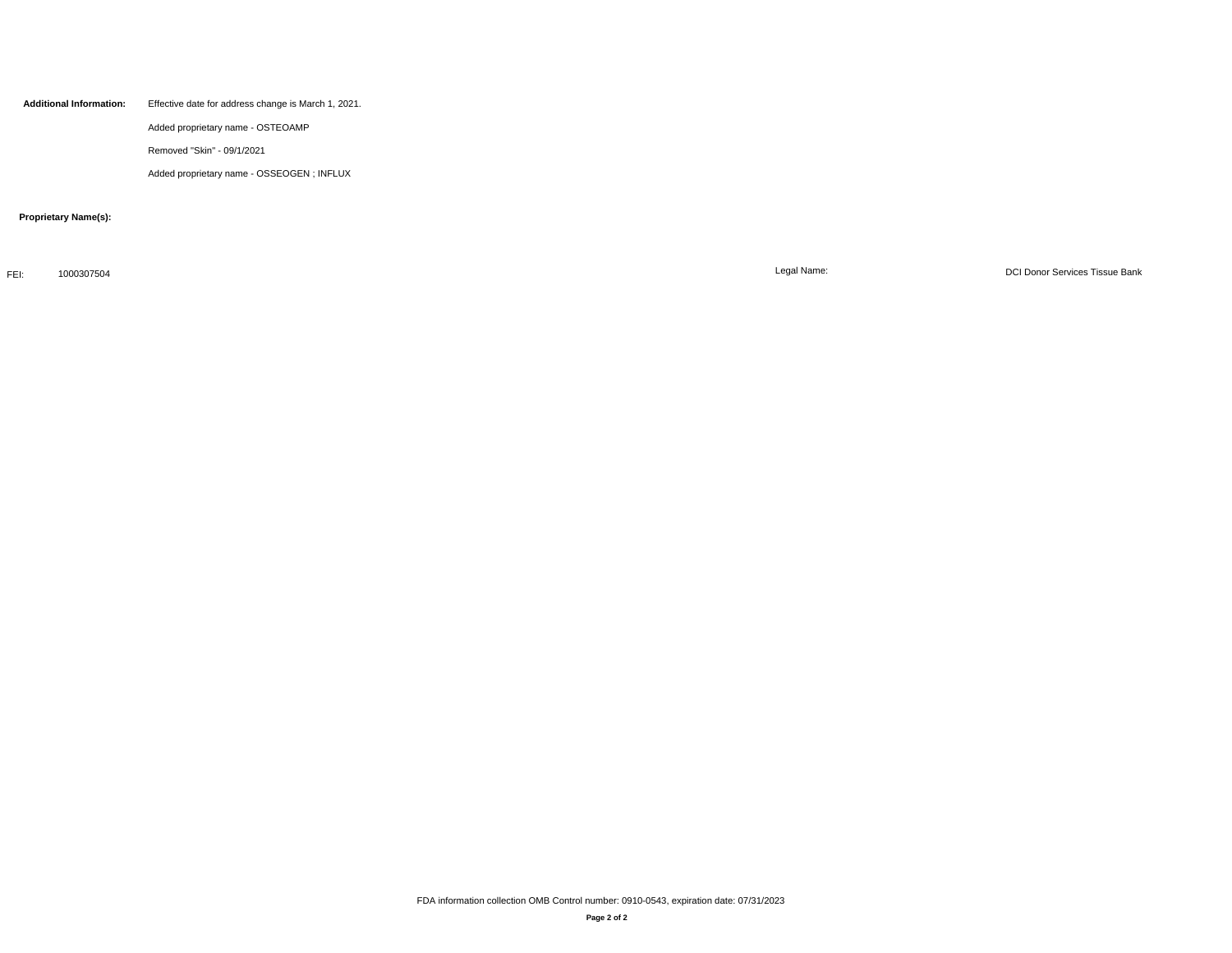**Additional Information:** Effective date for address change is March 1, 2021.

Added proprietary name - OSTEOAMP

Removed "Skin" - 09/1/2021

Added proprietary name - OSSEOGEN ; INFLUX

**Proprietary Name(s):**

FEI: 1000307504

Legal Name: DCI Donor Services Tissue Bank

FDA information collection OMB Control number: 0910-0543, expiration date: 07/31/2023